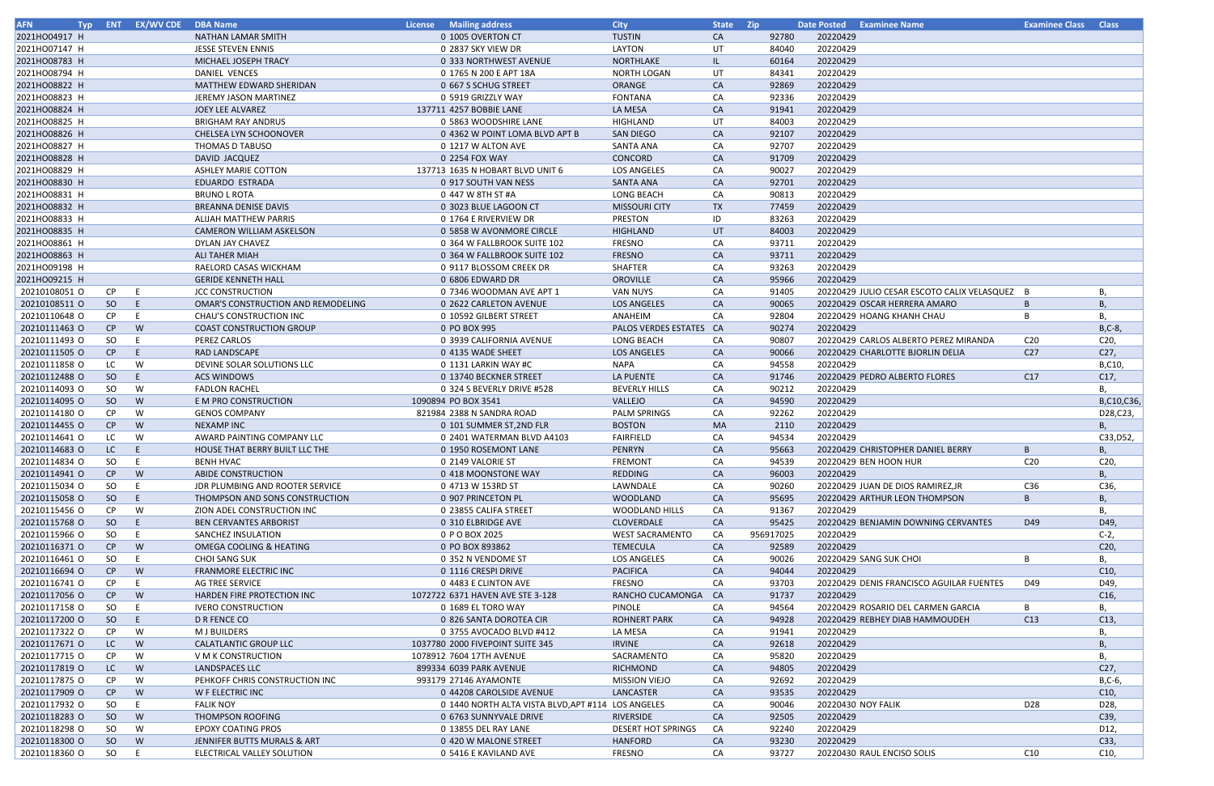| AFN | Typ | ENT | EX/WV CDE | DBA Name | License | Mailing address | City | State | Zip | Date Posted | Examinee Name | Examinee Class | Class |
|---|---|---|---|---|---|---|---|---|---|---|---|---|---|
| 2021H004917 | H | | | NATHAN LAMAR SMITH | 0 | 1005 OVERTON CT | TUSTIN | CA | 92780 | 20220429 | | | |
| 2021HO07147 | H | | | JESSE STEVEN ENNIS | 0 | 2837 SKY VIEW DR | LAYTON | UT | 84040 | 20220429 | | | |
| 2021HO08783 | H | | | MICHAEL JOSEPH TRACY | 0 | 333 NORTHWEST AVENUE | NORTHLAKE | IL | 60164 | 20220429 | | | |
| 2021HO08794 | H | | | DANIEL VENCES | 0 | 1765 N 200 E APT 18A | NORTH LOGAN | UT | 84341 | 20220429 | | | |
| 2021HO08822 | H | | | MATTHEW EDWARD SHERIDAN | 0 | 667 S SCHUG STREET | ORANGE | CA | 92869 | 20220429 | | | |
| 2021HO08823 | H | | | JEREMY JASON MARTINEZ | 0 | 5919 GRIZZLY WAY | FONTANA | CA | 92336 | 20220429 | | | |
| 2021HO08824 | H | | | JOEY LEE ALVAREZ | 137711 | 4257 BOBBIE LANE | LA MESA | CA | 91941 | 20220429 | | | |
| 2021HO08825 | H | | | BRIGHAM RAY ANDRUS | 0 | 5863 WOODSHIRE LANE | HIGHLAND | UT | 84003 | 20220429 | | | |
| 2021HO08826 | H | | | CHELSEA LYN SCHOONOVER | 0 | 4362 W POINT LOMA BLVD APT B | SAN DIEGO | CA | 92107 | 20220429 | | | |
| 2021HO08827 | H | | | THOMAS D TABUSO | 0 | 1217 W ALTON AVE | SANTA ANA | CA | 92707 | 20220429 | | | |
| 2021HO08828 | H | | | DAVID JACQUEZ | 0 | 2254 FOX WAY | CONCORD | CA | 91709 | 20220429 | | | |
| 2021HO08829 | H | | | ASHLEY MARIE COTTON | 137713 | 1635 N HOBART BLVD UNIT 6 | LOS ANGELES | CA | 90027 | 20220429 | | | |
| 2021HO08830 | H | | | EDUARDO ESTRADA | 0 | 917 SOUTH VAN NESS | SANTA ANA | CA | 92701 | 20220429 | | | |
| 2021HO08831 | H | | | BRUNO L ROTA | 0 | 447 W 8TH ST #A | LONG BEACH | CA | 90813 | 20220429 | | | |
| 2021HO08832 | H | | | BREANNA DENISE DAVIS | 0 | 3023 BLUE LAGOON CT | MISSOURI CITY | TX | 77459 | 20220429 | | | |
| 2021HO08833 | H | | | ALIJAH MATTHEW PARRIS | 0 | 1764 E RIVERVIEW DR | PRESTON | ID | 83263 | 20220429 | | | |
| 2021HO08835 | H | | | CAMERON WILLIAM ASKELSON | 0 | 5858 W AVONMORE CIRCLE | HIGHLAND | UT | 84003 | 20220429 | | | |
| 2021HO08861 | H | | | DYLAN JAY CHAVEZ | 0 | 364 W FALLBROOK SUITE 102 | FRESNO | CA | 93711 | 20220429 | | | |
| 2021HO08863 | H | | | ALI TAHER MIAH | 0 | 364 W FALLBROOK SUITE 102 | FRESNO | CA | 93711 | 20220429 | | | |
| 2021HO09198 | H | | | RAELORD CASAS WICKHAM | 0 | 9117 BLOSSOM CREEK DR | SHAFTER | CA | 93263 | 20220429 | | | |
| 2021HO09215 | H | | | GERIDE KENNETH HALL | 0 | 6806 EDWARD DR | OROVILLE | CA | 95966 | 20220429 | | | |
| 20210108051 | O | CP | E | JCC CONSTRUCTION | 0 | 7346 WOODMAN AVE APT 1 | VAN NUYS | CA | 91405 | 20220429 | JULIO CESAR ESCOTO CALIX VELASQUEZ | B | B, |
| 20210108511 | O | SO | E | OMAR'S CONSTRUCTION AND REMODELING | 0 | 2622 CARLETON AVENUE | LOS ANGELES | CA | 90065 | 20220429 | OSCAR HERRERA AMARO | B | B, |
| 20210110648 | O | CP | E | CHAU'S CONSTRUCTION INC | 0 | 10592 GILBERT STREET | ANAHEIM | CA | 92804 | 20220429 | HOANG KHANH CHAU | B | B, |
| 20210111463 | O | CP | W | COAST CONSTRUCTION GROUP | 0 | PO BOX 995 | PALOS VERDES ESTATES | CA | 90274 | 20220429 | | | B,C-8, |
| 20210111493 | O | SO | E | PEREZ CARLOS | 0 | 3939 CALIFORNIA AVENUE | LONG BEACH | CA | 90807 | 20220429 | CARLOS ALBERTO PEREZ MIRANDA | C20 | C20, |
| 20210111505 | O | CP | E | RAD LANDSCAPE | 0 | 4135 WADE SHEET | LOS ANGELES | CA | 90066 | 20220429 | CHARLOTTE BJORLIN DELIA | C27 | C27, |
| 20210111858 | O | LC | W | DEVINE SOLAR SOLUTIONS LLC | 0 | 1131 LARKIN WAY #C | NAPA | CA | 94558 | 20220429 | | | B,C10, |
| 20210112488 | O | SO | E | ACS WINDOWS | 0 | 13740 BECKNER STREET | LA PUENTE | CA | 91746 | 20220429 | PEDRO ALBERTO FLORES | C17 | C17, |
| 20210114093 | O | SO | W | FADLON RACHEL | 0 | 324 S BEVERLY DRIVE #528 | BEVERLY HILLS | CA | 90212 | 20220429 | | | B, |
| 20210114095 | O | SO | W | E M PRO CONSTRUCTION | 1090894 | PO BOX 3541 | VALLEJO | CA | 94590 | 20220429 | | | B,C10,C36, |
| 20210114180 | O | CP | W | GENOS COMPANY | 821984 | 2388 N SANDRA ROAD | PALM SPRINGS | CA | 92262 | 20220429 | | | D28,C23, |
| 20210114455 | O | CP | W | NEXAMP INC | 0 | 101 SUMMER ST,2ND FLR | BOSTON | MA | 2110 | 20220429 | | | B, |
| 20210114641 | O | LC | W | AWARD PAINTING COMPANY LLC | 0 | 2401 WATERMAN BLVD A4103 | FAIRFIELD | CA | 94534 | 20220429 | | | C33,D52, |
| 20210114683 | O | LC | E | HOUSE THAT BERRY BUILT LLC THE | 0 | 1950 ROSEMONT LANE | PENRYN | CA | 95663 | 20220429 | CHRISTOPHER DANIEL BERRY | B | B, |
| 20210114834 | O | SO | E | BENH HVAC | 0 | 2149 VALORIE ST | FREMONT | CA | 94539 | 20220429 | BEN HOON HUR | C20 | C20, |
| 20210114941 | O | CP | W | ABIDE CONSTRUCTION | 0 | 418 MOONSTONE WAY | REDDING | CA | 96003 | 20220429 | | | B, |
| 20210115034 | O | SO | E | JDR PLUMBING AND ROOTER SERVICE | 0 | 4713 W 153RD ST | LAWNDALE | CA | 90260 | 20220429 | JUAN DE DIOS RAMIREZ,JR | C36 | C36, |
| 20210115058 | O | SO | E | THOMPSON AND SONS CONSTRUCTION | 0 | 907 PRINCETON PL | WOODLAND | CA | 95695 | 20220429 | ARTHUR LEON THOMPSON | B | B, |
| 20210115456 | O | CP | W | ZION ADEL CONSTRUCTION INC | 0 | 23855 CALIFA STREET | WOODLAND HILLS | CA | 91367 | 20220429 | | | B, |
| 20210115768 | O | SO | E | BEN CERVANTES ARBORIST | 0 | 310 ELBRIDGE AVE | CLOVERDALE | CA | 95425 | 20220429 | BENJAMIN DOWNING CERVANTES | D49 | D49, |
| 20210115966 | O | SO | E | SANCHEZ INSULATION | 0 | P O BOX 2025 | WEST SACRAMENTO | CA | 956917025 | 20220429 | | | C-2, |
| 20210116371 | O | CP | W | OMEGA COOLING & HEATING | 0 | PO BOX 893862 | TEMECULA | CA | 92589 | 20220429 | | | C20, |
| 20210116461 | O | SO | E | CHOI SANG SUK | 0 | 352 N VENDOME ST | LOS ANGELES | CA | 90026 | 20220429 | SANG SUK CHOI | B | B, |
| 20210116694 | O | CP | W | FRANMORE ELECTRIC INC | 0 | 1116 CRESPI DRIVE | PACIFICA | CA | 94044 | 20220429 | | | C10, |
| 20210116741 | O | CP | E | AG TREE SERVICE | 0 | 4483 E CLINTON AVE | FRESNO | CA | 93703 | 20220429 | DENIS FRANCISCO AGUILAR FUENTES | D49 | D49, |
| 20210117056 | O | CP | W | HARDEN FIRE PROTECTION INC | 1072722 | 6371 HAVEN AVE STE 3-128 | RANCHO CUCAMONGA | CA | 91737 | 20220429 | | | C16, |
| 20210117158 | O | SO | E | IVERO CONSTRUCTION | 0 | 1689 EL TORO WAY | PINOLE | CA | 94564 | 20220429 | ROSARIO DEL CARMEN GARCIA | B | B, |
| 20210117200 | O | SO | E | D R FENCE CO | 0 | 826 SANTA DOROTEA CIR | ROHNERT PARK | CA | 94928 | 20220429 | REBHEY DIAB HAMMOUDEH | C13 | C13, |
| 20210117322 | O | CP | W | M J BUILDERS | 0 | 3755 AVOCADO BLVD #412 | LA MESA | CA | 91941 | 20220429 | | | B, |
| 20210117671 | O | LC | W | CALATLANTIC GROUP LLC | 1037780 | 2000 FIVEPOINT SUITE 345 | IRVINE | CA | 92618 | 20220429 | | | B, |
| 20210117715 | O | CP | W | V M K CONSTRUCTION | 1078912 | 7604 17TH AVENUE | SACRAMENTO | CA | 95820 | 20220429 | | | B, |
| 20210117819 | O | LC | W | LANDSPACES LLC | 899334 | 6039 PARK AVENUE | RICHMOND | CA | 94805 | 20220429 | | | C27, |
| 20210117875 | O | CP | W | PEHKOFF CHRIS CONSTRUCTION INC | 993179 | 27146 AYAMONTE | MISSION VIEJO | CA | 92692 | 20220429 | | | B,C-6, |
| 20210117909 | O | CP | W | W F ELECTRIC INC | 0 | 44208 CAROLSIDE AVENUE | LANCASTER | CA | 93535 | 20220429 | | | C10, |
| 20210117932 | O | SO | E | FALIK NOY | 0 | 1440 NORTH ALTA VISTA BLVD,APT #114 | LOS ANGELES | CA | 90046 | 20220430 | NOY FALIK | D28 | D28, |
| 20210118283 | O | SO | W | THOMPSON ROOFING | 0 | 6763 SUNNYVALE DRIVE | RIVERSIDE | CA | 92505 | 20220429 | | | C39, |
| 20210118298 | O | SO | W | EPOXY COATING PROS | 0 | 13855 DEL RAY LANE | DESERT HOT SPRINGS | CA | 92240 | 20220429 | | | D12, |
| 20210118300 | O | SO | W | JENNIFER BUTTS MURALS & ART | 0 | 420 W MALONE STREET | HANFORD | CA | 93230 | 20220429 | | | C33, |
| 20210118360 | O | SO | E | ELECTRICAL VALLEY SOLUTION | 0 | 5416 E KAVILAND AVE | FRESNO | CA | 93727 | 20220430 | RAUL ENCISO SOLIS | C10 | C10, |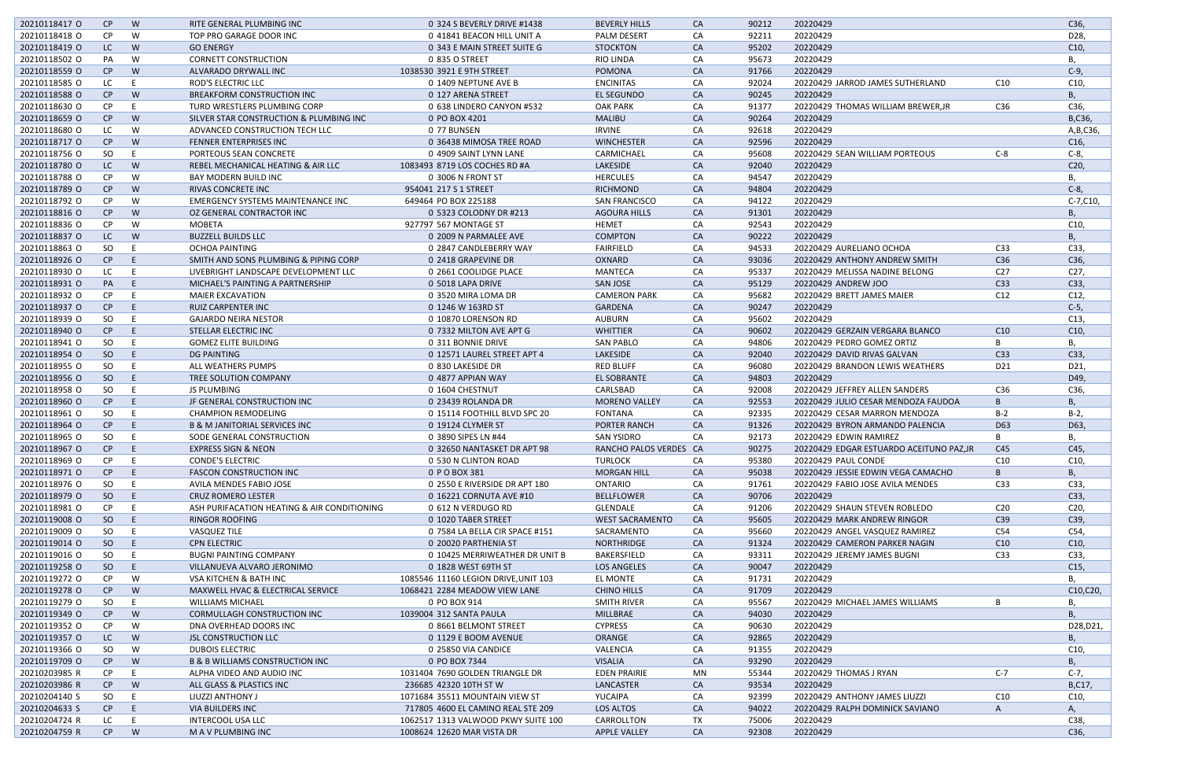| | | | | | | | | | | | | |
|---|---|---|---|---|---|---|---|---|---|---|---|---|
| 20210118417 O | CP | W | RITE GENERAL PLUMBING INC | 0 | 324 S BEVERLY DRIVE #1438 | BEVERLY HILLS | CA | 90212 | 20220429 | | | C36, |
| 20210118418 O | CP | W | TOP PRO GARAGE DOOR INC | 0 | 41841 BEACON HILL UNIT A | PALM DESERT | CA | 92211 | 20220429 | | | D28, |
| 20210118419 O | LC | W | GO ENERGY | 0 | 343 E MAIN STREET SUITE G | STOCKTON | CA | 95202 | 20220429 | | | C10, |
| 20210118502 O | PA | W | CORNETT CONSTRUCTION | 0 | 835 O STREET | RIO LINDA | CA | 95673 | 20220429 | | | B, |
| 20210118559 O | CP | W | ALVARADO DRYWALL INC | 1038530 | 3921 E 9TH STREET | POMONA | CA | 91766 | 20220429 | | | C-9, |
| 20210118585 O | LC | E | ROD'S ELECTRIC LLC | 0 | 1409 NEPTUNE AVE B | ENCINITAS | CA | 92024 | 20220429 | JARROD JAMES SUTHERLAND | C10 | C10, |
| 20210118588 O | CP | W | BREAKFORM CONSTRUCTION INC | 0 | 127 ARENA STREET | EL SEGUNDO | CA | 90245 | 20220429 | | | B, |
| 20210118630 O | CP | E | TURD WRESTLERS PLUMBING CORP | 0 | 638 LINDERO CANYON #532 | OAK PARK | CA | 91377 | 20220429 | THOMAS WILLIAM BREWER,JR | C36 | C36, |
| 20210118659 O | CP | W | SILVER STAR CONSTRUCTION & PLUMBING INC | 0 | PO BOX 4201 | MALIBU | CA | 90264 | 20220429 | | | B,C36, |
| 20210118680 O | LC | W | ADVANCED CONSTRUCTION TECH LLC | 0 | 77 BUNSEN | IRVINE | CA | 92618 | 20220429 | | | A,B,C36, |
| 20210118717 O | CP | W | FENNER ENTERPRISES INC | 0 | 36438 MIMOSA TREE ROAD | WINCHESTER | CA | 92596 | 20220429 | | | C16, |
| 20210118756 O | SO | E | PORTEOUS SEAN CONCRETE | 0 | 4909 SAINT LYNN LANE | CARMICHAEL | CA | 95608 | 20220429 | SEAN WILLIAM PORTEOUS | C-8 | C-8, |
| 20210118780 O | LC | W | REBEL MECHANICAL HEATING & AIR LLC | 1083493 | 8719 LOS COCHES RD #A | LAKESIDE | CA | 92040 | 20220429 | | | C20, |
| 20210118788 O | CP | W | BAY MODERN BUILD INC | 0 | 3006 N FRONT ST | HERCULES | CA | 94547 | 20220429 | | | B, |
| 20210118789 O | CP | W | RIVAS CONCRETE INC | 954041 | 217 S 1 STREET | RICHMOND | CA | 94804 | 20220429 | | | C-8, |
| 20210118792 O | CP | W | EMERGENCY SYSTEMS MAINTENANCE INC | 649464 | PO BOX 225188 | SAN FRANCISCO | CA | 94122 | 20220429 | | | C-7,C10, |
| 20210118816 O | CP | W | OZ GENERAL CONTRACTOR INC | 0 | 5323 COLODNY DR #213 | AGOURA HILLS | CA | 91301 | 20220429 | | | B, |
| 20210118836 O | CP | W | MOBETA | 927797 | 567 MONTAGE ST | HEMET | CA | 92543 | 20220429 | | | C10, |
| 20210118837 O | LC | W | BUZZELL BUILDS LLC | 0 | 2009 N PARMALEE AVE | COMPTON | CA | 90222 | 20220429 | | | B, |
| 20210118863 O | SO | E | OCHOA PAINTING | 0 | 2847 CANDLEBERRY WAY | FAIRFIELD | CA | 94533 | 20220429 | AURELIANO OCHOA | C33 | C33, |
| 20210118926 O | CP | E | SMITH AND SONS PLUMBING & PIPING CORP | 0 | 2418 GRAPEVINE DR | OXNARD | CA | 93036 | 20220429 | ANTHONY ANDREW SMITH | C36 | C36, |
| 20210118930 O | LC | E | LIVEBRIGHT LANDSCAPE DEVELOPMENT LLC | 0 | 2661 COOLIDGE PLACE | MANTECA | CA | 95337 | 20220429 | MELISSA NADINE BELONG | C27 | C27, |
| 20210118931 O | PA | E | MICHAEL'S PAINTING A PARTNERSHIP | 0 | 5018 LAPA DRIVE | SAN JOSE | CA | 95129 | 20220429 | ANDREW JOO | C33 | C33, |
| 20210118932 O | CP | E | MAIER EXCAVATION | 0 | 3520 MIRA LOMA DR | CAMERON PARK | CA | 95682 | 20220429 | BRETT JAMES MAIER | C12 | C12, |
| 20210118937 O | CP | E | RUIZ CARPENTER INC | 0 | 1246 W 163RD ST | GARDENA | CA | 90247 | 20220429 | | | C-5, |
| 20210118939 O | SO | E | GAJARDO NEIRA NESTOR | 0 | 10870 LORENSON RD | AUBURN | CA | 95602 | 20220429 | | | C13, |
| 20210118940 O | CP | E | STELLAR ELECTRIC INC | 0 | 7332 MILTON AVE APT G | WHITTIER | CA | 90602 | 20220429 | GERZAIN VERGARA BLANCO | C10 | C10, |
| 20210118941 O | SO | E | GOMEZ ELITE BUILDING | 0 | 311 BONNIE DRIVE | SAN PABLO | CA | 94806 | 20220429 | PEDRO GOMEZ ORTIZ | B | B, |
| 20210118954 O | SO | E | DG PAINTING | 0 | 12571 LAUREL STREET APT 4 | LAKESIDE | CA | 92040 | 20220429 | DAVID RIVAS GALVAN | C33 | C33, |
| 20210118955 O | SO | E | ALL WEATHERS PUMPS | 0 | 830 LAKESIDE DR | RED BLUFF | CA | 96080 | 20220429 | BRANDON LEWIS WEATHERS | D21 | D21, |
| 20210118956 O | SO | E | TREE SOLUTION COMPANY | 0 | 4877 APPIAN WAY | EL SOBRANTE | CA | 94803 | 20220429 | | | D49, |
| 20210118958 O | SO | E | JS PLUMBING | 0 | 1604 CHESTNUT | CARLSBAD | CA | 92008 | 20220429 | JEFFREY ALLEN SANDERS | C36 | C36, |
| 20210118960 O | CP | E | JF GENERAL CONSTRUCTION INC | 0 | 23439 ROLANDA DR | MORENO VALLEY | CA | 92553 | 20220429 | JULIO CESAR MENDOZA FAUDOA | B | B, |
| 20210118961 O | SO | E | CHAMPION REMODELING | 0 | 15114 FOOTHILL BLVD SPC 20 | FONTANA | CA | 92335 | 20220429 | CESAR MARRON MENDOZA | B-2 | B-2, |
| 20210118964 O | CP | E | B & M JANITORIAL SERVICES INC | 0 | 19124 CLYMER ST | PORTER RANCH | CA | 91326 | 20220429 | BYRON ARMANDO PALENCIA | D63 | D63, |
| 20210118965 O | SO | E | SODE GENERAL CONSTRUCTION | 0 | 3890 SIPES LN #44 | SAN YSIDRO | CA | 92173 | 20220429 | EDWIN RAMIREZ | B | B, |
| 20210118967 O | CP | E | EXPRESS SIGN & NEON | 0 | 32650 NANTASKET DR APT 98 | RANCHO PALOS VERDES | CA | 90275 | 20220429 | EDGAR ESTUARDO ACEITUNO PAZ,JR | C45 | C45, |
| 20210118969 O | CP | E | CONDE'S ELECTRIC | 0 | 530 N CLINTON ROAD | TURLOCK | CA | 95380 | 20220429 | PAUL CONDE | C10 | C10, |
| 20210118971 O | CP | E | FASCON CONSTRUCTION INC | 0 | P O BOX 381 | MORGAN HILL | CA | 95038 | 20220429 | JESSIE EDWIN VEGA CAMACHO | B | B, |
| 20210118976 O | SO | E | AVILA MENDES FABIO JOSE | 0 | 2550 E RIVERSIDE DR APT 180 | ONTARIO | CA | 91761 | 20220429 | FABIO JOSE AVILA MENDES | C33 | C33, |
| 20210118979 O | SO | E | CRUZ ROMERO LESTER | 0 | 16221 CORNUTA AVE #10 | BELLFLOWER | CA | 90706 | 20220429 | | | C33, |
| 20210118981 O | CP | E | ASH PURIFACATION HEATING & AIR CONDITIONING | 0 | 612 N VERDUGO RD | GLENDALE | CA | 91206 | 20220429 | SHAUN STEVEN ROBLEDO | C20 | C20, |
| 20210119008 O | SO | E | RINGOR ROOFING | 0 | 1020 TABER STREET | WEST SACRAMENTO | CA | 95605 | 20220429 | MARK ANDREW RINGOR | C39 | C39, |
| 20210119009 O | SO | E | VASQUEZ TILE | 0 | 7584 LA BELLA CIR SPACE #151 | SACRAMENTO | CA | 95660 | 20220429 | ANGEL VASQUEZ RAMIREZ | C54 | C54, |
| 20210119014 O | SO | E | CPN ELECTRIC | 0 | 20020 PARTHENIA ST | NORTHRIDGE | CA | 91324 | 20220429 | CAMERON PARKER NAGIN | C10 | C10, |
| 20210119016 O | SO | E | BUGNI PAINTING COMPANY | 0 | 10425 MERRIWEATHER DR UNIT B | BAKERSFIELD | CA | 93311 | 20220429 | JEREMY JAMES BUGNI | C33 | C33, |
| 20210119258 O | SO | E | VILLANUEVA ALVARO JERONIMO | 0 | 1828 WEST 69TH ST | LOS ANGELES | CA | 90047 | 20220429 | | | C15, |
| 20210119272 O | CP | W | VSA KITCHEN & BATH INC | 1085546 | 11160 LEGION DRIVE,UNIT 103 | EL MONTE | CA | 91731 | 20220429 | | | B, |
| 20210119278 O | CP | W | MAXWELL HVAC & ELECTRICAL SERVICE | 1068421 | 2284 MEADOW VIEW LANE | CHINO HILLS | CA | 91709 | 20220429 | | | C10,C20, |
| 20210119279 O | SO | E | WILLIAMS MICHAEL | 0 | PO BOX 914 | SMITH RIVER | CA | 95567 | 20220429 | MICHAEL JAMES WILLIAMS | B | B, |
| 20210119349 O | CP | W | CORMULLAGH CONSTRUCTION INC | 1039004 | 312 SANTA PAULA | MILLBRAE | CA | 94030 | 20220429 | | | B, |
| 20210119352 O | CP | W | DNA OVERHEAD DOORS INC | 0 | 8661 BELMONT STREET | CYPRESS | CA | 90630 | 20220429 | | | D28,D21, |
| 20210119357 O | LC | W | JSL CONSTRUCTION LLC | 0 | 1129 E BOOM AVENUE | ORANGE | CA | 92865 | 20220429 | | | B, |
| 20210119366 O | SO | W | DUBOIS ELECTRIC | 0 | 25850 VIA CANDICE | VALENCIA | CA | 91355 | 20220429 | | | C10, |
| 20210119709 O | CP | W | B & B WILLIAMS CONSTRUCTION INC | 0 | PO BOX 7344 | VISALIA | CA | 93290 | 20220429 | | | B, |
| 20210203985 R | CP | E | ALPHA VIDEO AND AUDIO INC | 1031404 | 7690 GOLDEN TRIANGLE DR | EDEN PRAIRIE | MN | 55344 | 20220429 | THOMAS J RYAN | C-7 | C-7, |
| 20210203986 R | CP | W | ALL GLASS & PLASTICS INC | 236685 | 42320 10TH ST W | LANCASTER | CA | 93534 | 20220429 | | | B,C17, |
| 20210204140 S | SO | E | LIUZZI ANTHONY J | 1071684 | 35511 MOUNTAIN VIEW ST | YUCAIPA | CA | 92399 | 20220429 | ANTHONY JAMES LIUZZI | C10 | C10, |
| 20210204633 S | CP | E | VIA BUILDERS INC | 717805 | 4600 EL CAMINO REAL STE 209 | LOS ALTOS | CA | 94022 | 20220429 | RALPH DOMINICK SAVIANO | A | A, |
| 20210204724 R | LC | E | INTERCOOL USA LLC | 1062517 | 1313 VALWOOD PKWY SUITE 100 | CARROLLTON | TX | 75006 | 20220429 | | | C38, |
| 20210204759 R | CP | W | M A V PLUMBING INC | 1008624 | 12620 MAR VISTA DR | APPLE VALLEY | CA | 92308 | 20220429 | | | C36, |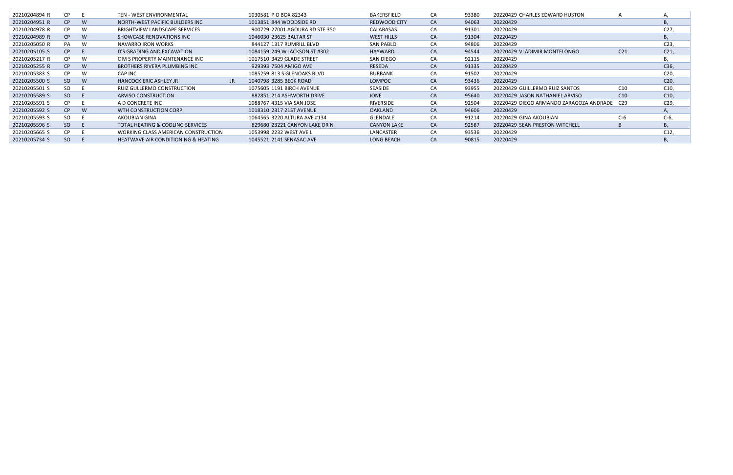| | | | | | | | | | | | |
|---|---|---|---|---|---|---|---|---|---|---|---|
| 20210204894 R | CP | E | TEN - WEST ENVIRONMENTAL | | 1030581 P O BOX 82343 | BAKERSFIELD | CA | 93380 | 20220429 CHARLES EDWARD HUSTON | A | A, |
| 20210204951 R | CP | W | NORTH-WEST PACIFIC BUILDERS INC | | 1013851 844 WOODSIDE RD | REDWOOD CITY | CA | 94063 | 20220429 | | B, |
| 20210204978 R | CP | W | BRIGHTVIEW LANDSCAPE SERVICES | | 900729 27001 AGOURA RD STE 350 | CALABASAS | CA | 91301 | 20220429 | | C27, |
| 20210204989 R | CP | W | SHOWCASE RENOVATIONS INC | | 1046030 23625 BALTAR ST | WEST HILLS | CA | 91304 | 20220429 | | B, |
| 20210205050 R | PA | W | NAVARRO IRON WORKS | | 844127 1317 RUMRILL BLVD | SAN PABLO | CA | 94806 | 20220429 | | C23, |
| 20210205105 S | CP | E | D'S GRADING AND EXCAVATION | | 1084159 249 W JACKSON ST #302 | HAYWARD | CA | 94544 | 20220429 VLADIMIR MONTELONGO | C21 | C21, |
| 20210205217 R | CP | W | C M S PROPERTY MAINTENANCE INC | | 1017510 3429 GLADE STREET | SAN DIEGO | CA | 92115 | 20220429 | | B, |
| 20210205255 R | CP | W | BROTHERS RIVERA PLUMBING INC | | 929393 7504 AMIGO AVE | RESEDA | CA | 91335 | 20220429 | | C36, |
| 20210205383 S | CP | W | CAP INC | | 1085259 813 S GLENOAKS BLVD | BURBANK | CA | 91502 | 20220429 | | C20, |
| 20210205500 S | SO | W | HANCOCK ERIC ASHLEY JR | JR | 1040798 3285 BECK ROAD | LOMPOC | CA | 93436 | 20220429 | | C20, |
| 20210205501 S | SO | E | RUIZ GULLERMO CONSTRUCTION | | 1075605 1191 BIRCH AVENUE | SEASIDE | CA | 93955 | 20220429 GUILLERMO RUIZ SANTOS | C10 | C10, |
| 20210205589 S | SO | E | ARVISO CONSTRUCTION | | 882851 214 ASHWORTH DRIVE | IONE | CA | 95640 | 20220429 JASON NATHANIEL ARVISO | C10 | C10, |
| 20210205591 S | CP | E | A D CONCRETE INC | | 1088767 4315 VIA SAN JOSE | RIVERSIDE | CA | 92504 | 20220429 DIEGO ARMANDO ZARAGOZA ANDRADE | C29 | C29, |
| 20210205592 S | CP | W | WTH CONSTRUCTION CORP | | 1018310 2317 21ST AVENUE | OAKLAND | CA | 94606 | 20220429 | | A, |
| 20210205593 S | SO | E | AKOUBIAN GINA | | 1064565 3220 ALTURA AVE #134 | GLENDALE | CA | 91214 | 20220429 GINA AKOUBIAN | C-6 | C-6, |
| 20210205596 S | SO | E | TOTAL HEATING & COOLING SERVICES | | 829680 23221 CANYON LAKE DR N | CANYON LAKE | CA | 92587 | 20220429 SEAN PRESTON WITCHELL | B | B, |
| 20210205665 S | CP | E | WORKING CLASS AMERICAN CONSTRUCTION | | 1053998 2232 WEST AVE L | LANCASTER | CA | 93536 | 20220429 | | C12, |
| 20210205734 S | SO | E | HEATWAVE AIR CONDITIONING & HEATING | | 1045521 2141 SENASAC AVE | LONG BEACH | CA | 90815 | 20220429 | | B, |